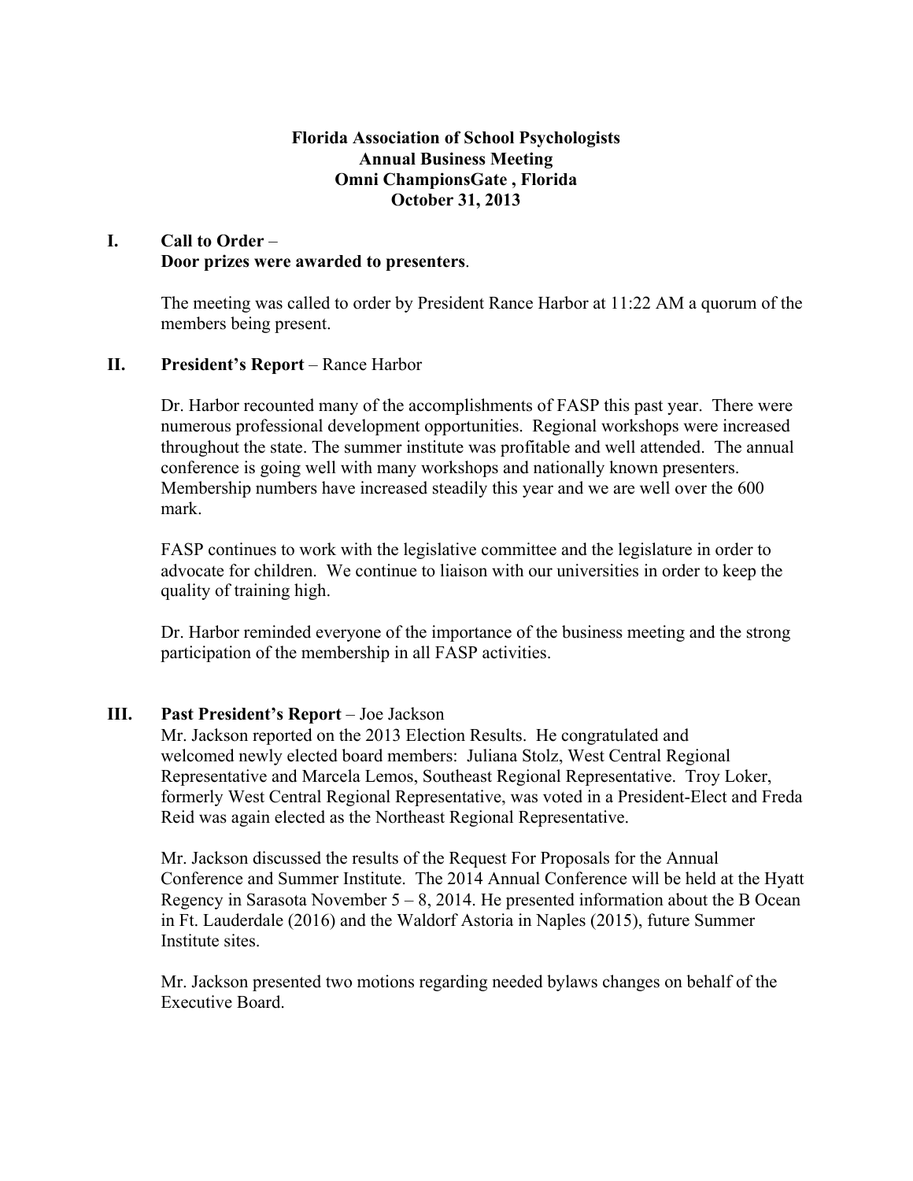**Florida Association of School Psychologists**
**Annual Business Meeting**
**Omni ChampionsGate , Florida**
**October 31, 2013**

## I. Call to Order –
**Door prizes were awarded to presenters**.

The meeting was called to order by President Rance Harbor at 11:22 AM a quorum of the members being present.

## II. President's Report – Rance Harbor

Dr. Harbor recounted many of the accomplishments of FASP this past year. There were numerous professional development opportunities. Regional workshops were increased throughout the state. The summer institute was profitable and well attended. The annual conference is going well with many workshops and nationally known presenters. Membership numbers have increased steadily this year and we are well over the 600 mark.

FASP continues to work with the legislative committee and the legislature in order to advocate for children. We continue to liaison with our universities in order to keep the quality of training high.

Dr. Harbor reminded everyone of the importance of the business meeting and the strong participation of the membership in all FASP activities.

## III. Past President's Report – Joe Jackson

Mr. Jackson reported on the 2013 Election Results. He congratulated and welcomed newly elected board members: Juliana Stolz, West Central Regional Representative and Marcela Lemos, Southeast Regional Representative. Troy Loker, formerly West Central Regional Representative, was voted in a President-Elect and Freda Reid was again elected as the Northeast Regional Representative.

Mr. Jackson discussed the results of the Request For Proposals for the Annual Conference and Summer Institute. The 2014 Annual Conference will be held at the Hyatt Regency in Sarasota November 5 – 8, 2014. He presented information about the B Ocean in Ft. Lauderdale (2016) and the Waldorf Astoria in Naples (2015), future Summer Institute sites.

Mr. Jackson presented two motions regarding needed bylaws changes on behalf of the Executive Board.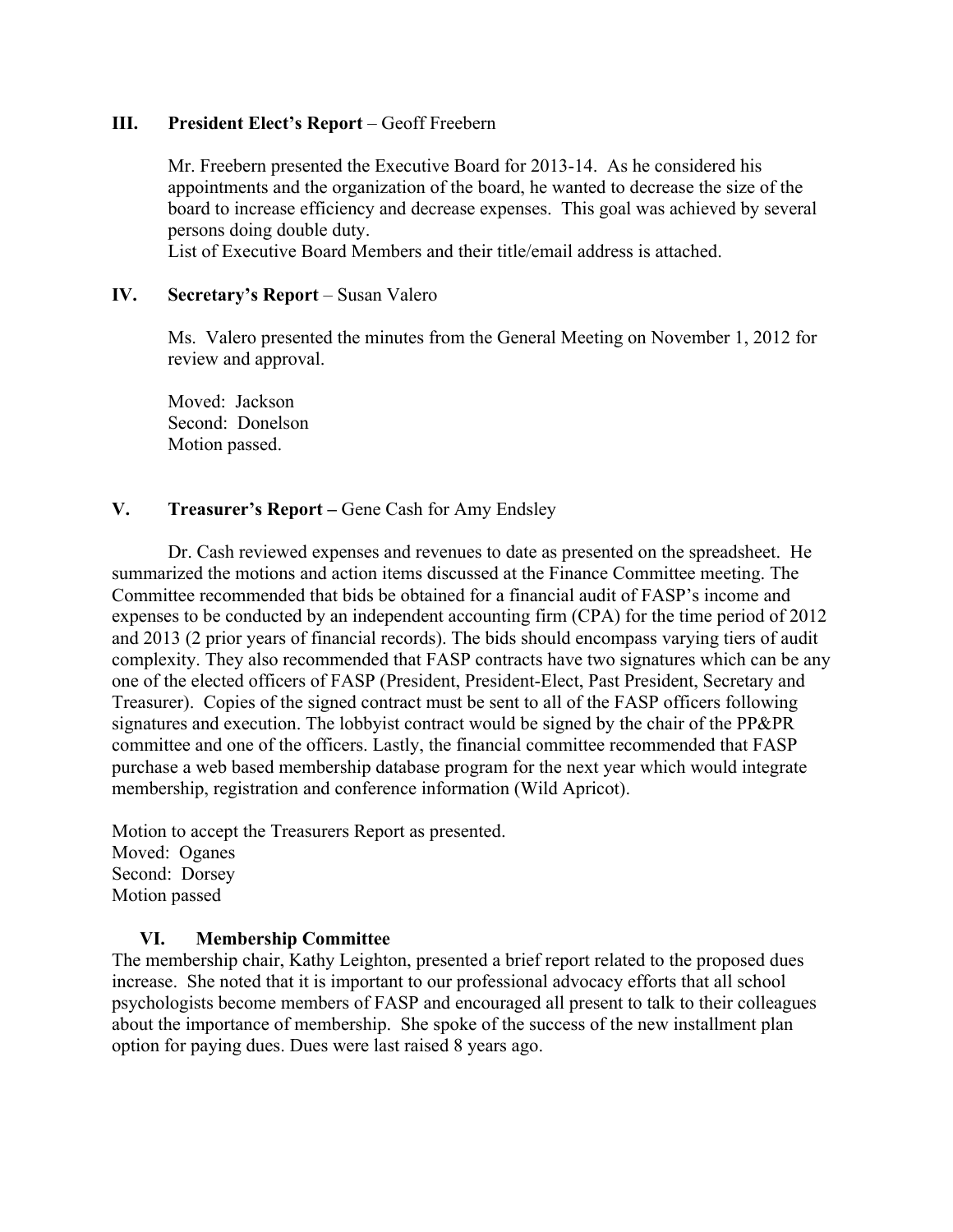## III. President Elect's Report – Geoff Freebern

Mr. Freebern presented the Executive Board for 2013-14. As he considered his appointments and the organization of the board, he wanted to decrease the size of the board to increase efficiency and decrease expenses. This goal was achieved by several persons doing double duty.
List of Executive Board Members and their title/email address is attached.

## IV. Secretary's Report – Susan Valero

Ms. Valero presented the minutes from the General Meeting on November 1, 2012 for review and approval.

Moved: Jackson
Second: Donelson
Motion passed.

## V. Treasurer's Report – Gene Cash for Amy Endsley

Dr. Cash reviewed expenses and revenues to date as presented on the spreadsheet. He summarized the motions and action items discussed at the Finance Committee meeting. The Committee recommended that bids be obtained for a financial audit of FASP's income and expenses to be conducted by an independent accounting firm (CPA) for the time period of 2012 and 2013 (2 prior years of financial records). The bids should encompass varying tiers of audit complexity. They also recommended that FASP contracts have two signatures which can be any one of the elected officers of FASP (President, President-Elect, Past President, Secretary and Treasurer). Copies of the signed contract must be sent to all of the FASP officers following signatures and execution. The lobbyist contract would be signed by the chair of the PP&PR committee and one of the officers. Lastly, the financial committee recommended that FASP purchase a web based membership database program for the next year which would integrate membership, registration and conference information (Wild Apricot).

Motion to accept the Treasurers Report as presented.
Moved: Oganes
Second: Dorsey
Motion passed

## VI. Membership Committee

The membership chair, Kathy Leighton, presented a brief report related to the proposed dues increase. She noted that it is important to our professional advocacy efforts that all school psychologists become members of FASP and encouraged all present to talk to their colleagues about the importance of membership. She spoke of the success of the new installment plan option for paying dues. Dues were last raised 8 years ago.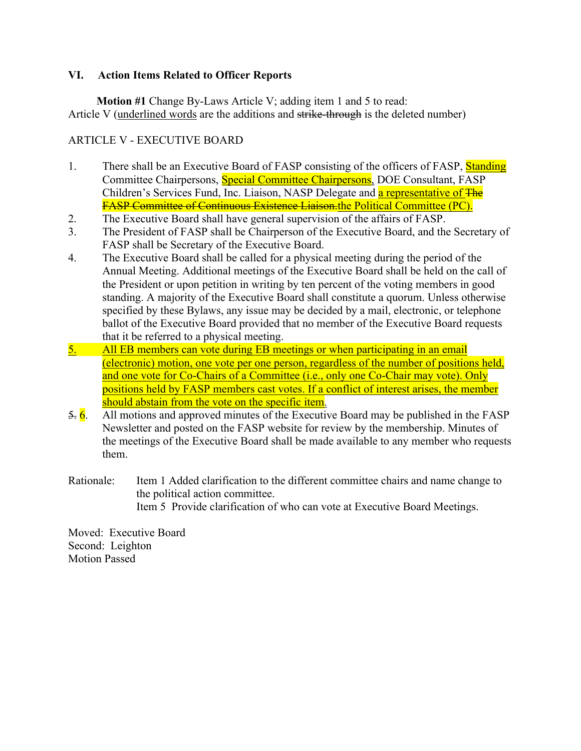## VI. Action Items Related to Officer Reports

**Motion #1** Change By-Laws Article V; adding item 1 and 5 to read:
Article V (<u>underlined words</u> are the additions and ~~strike-through~~ is the deleted number)

ARTICLE V - EXECUTIVE BOARD

1. There shall be an Executive Board of FASP consisting of the officers of FASP, <u>Standing</u> Committee Chairpersons, <u>Special Committee Chairpersons,</u> DOE Consultant, FASP Children's Services Fund, Inc. Liaison, NASP Delegate and <u>a representative of</u> ~~The FASP Committee of Continuous Existence Liaison.~~<u>the Political Committee (PC).</u>
2. The Executive Board shall have general supervision of the affairs of FASP.
3. The President of FASP shall be Chairperson of the Executive Board, and the Secretary of FASP shall be Secretary of the Executive Board.
4. The Executive Board shall be called for a physical meeting during the period of the Annual Meeting. Additional meetings of the Executive Board shall be held on the call of the President or upon petition in writing by ten percent of the voting members in good standing. A majority of the Executive Board shall constitute a quorum. Unless otherwise specified by these Bylaws, any issue may be decided by a mail, electronic, or telephone ballot of the Executive Board provided that no member of the Executive Board requests that it be referred to a physical meeting.
5. <u>All EB members can vote during EB meetings or when participating in an email (electronic) motion, one vote per one person, regardless of the number of positions held, and one vote for Co-Chairs of a Committee (i.e., only one Co-Chair may vote). Only positions held by FASP members cast votes. If a conflict of interest arises, the member should abstain from the vote on the specific item</u>.

~~5.~~ 6. All motions and approved minutes of the Executive Board may be published in the FASP Newsletter and posted on the FASP website for review by the membership. Minutes of the meetings of the Executive Board shall be made available to any member who requests them.

Rationale: Item 1 Added clarification to the different committee chairs and name change to the political action committee.
Item 5 Provide clarification of who can vote at Executive Board Meetings.

Moved: Executive Board
Second: Leighton
Motion Passed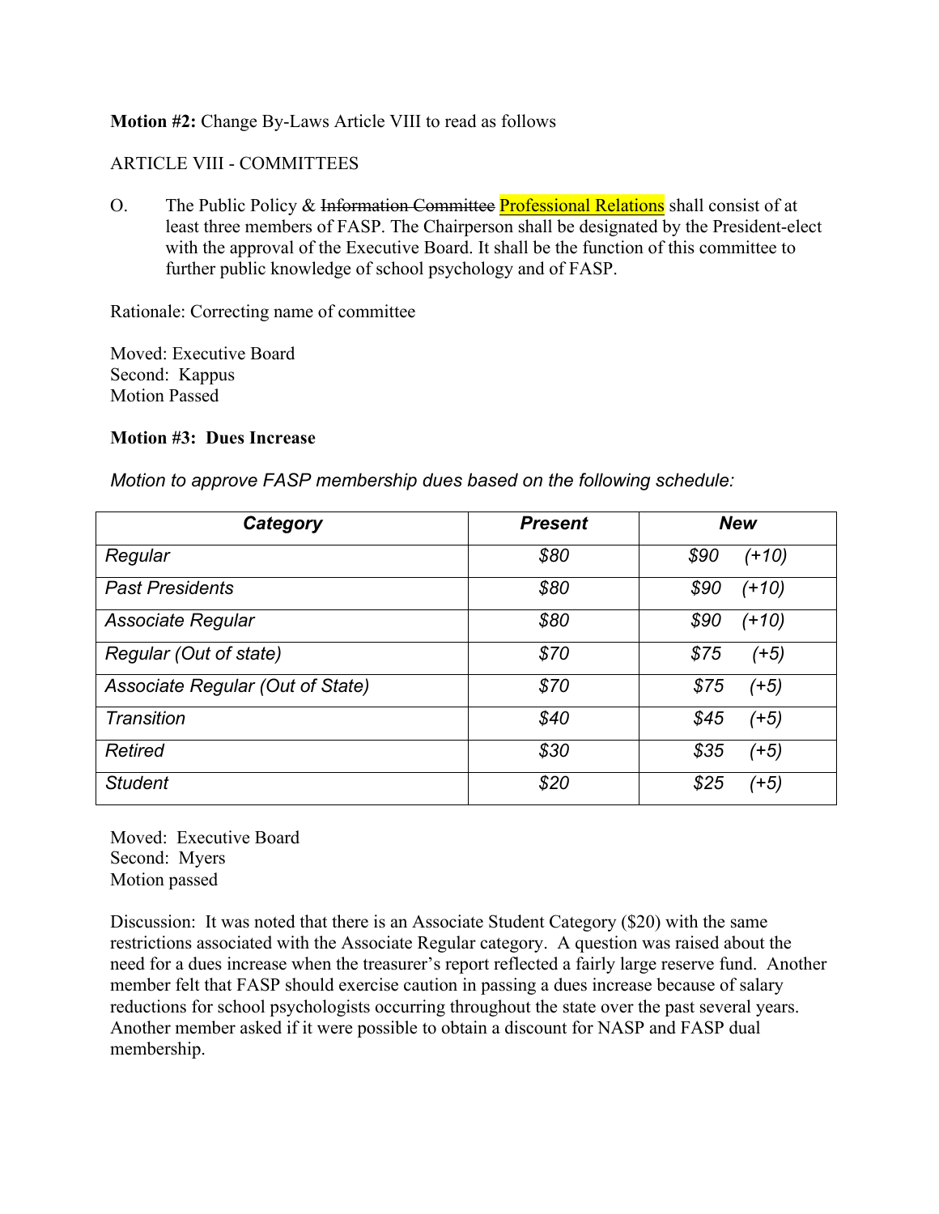**Motion #2:** Change By-Laws Article VIII to read as follows

ARTICLE VIII - COMMITTEES

O. The Public Policy & ~~Information Committee~~ Professional Relations shall consist of at least three members of FASP. The Chairperson shall be designated by the President-elect with the approval of the Executive Board. It shall be the function of this committee to further public knowledge of school psychology and of FASP.

Rationale: Correcting name of committee

Moved: Executive Board
Second: Kappus
Motion Passed

**Motion #3: Dues Increase**

*Motion to approve FASP membership dues based on the following schedule:*

| ***Category*** | ***Present*** | ***New*** |
|---|---|---|
| *Regular* | *$80* | *$90 (+10)* |
| *Past Presidents* | *$80* | *$90 (+10)* |
| *Associate Regular* | *$80* | *$90 (+10)* |
| *Regular (Out of state)* | *$70* | *$75 (+5)* |
| *Associate Regular (Out of State)* | *$70* | *$75 (+5)* |
| *Transition* | *$40* | *$45 (+5)* |
| *Retired* | *$30* | *$35 (+5)* |
| *Student* | *$20* | *$25 (+5)* |

Moved: Executive Board
Second: Myers
Motion passed

Discussion: It was noted that there is an Associate Student Category ($20) with the same restrictions associated with the Associate Regular category. A question was raised about the need for a dues increase when the treasurer's report reflected a fairly large reserve fund. Another member felt that FASP should exercise caution in passing a dues increase because of salary reductions for school psychologists occurring throughout the state over the past several years. Another member asked if it were possible to obtain a discount for NASP and FASP dual membership.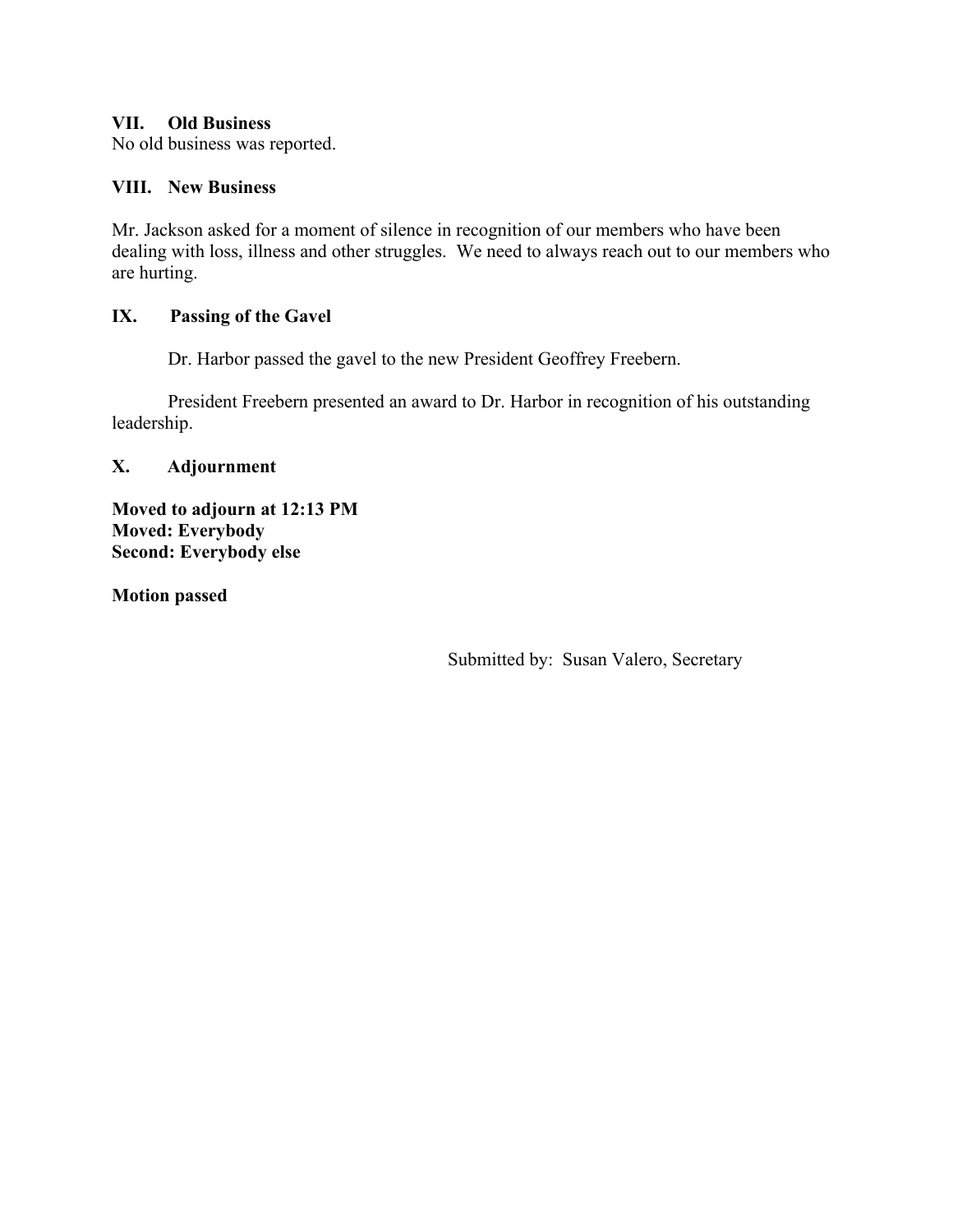## VII. Old Business

No old business was reported.

## VIII. New Business

Mr. Jackson asked for a moment of silence in recognition of our members who have been dealing with loss, illness and other struggles. We need to always reach out to our members who are hurting.

## IX. Passing of the Gavel

Dr. Harbor passed the gavel to the new President Geoffrey Freebern.

President Freebern presented an award to Dr. Harbor in recognition of his outstanding leadership.

## X. Adjournment

**Moved to adjourn at 12:13 PM**
**Moved: Everybody**
**Second: Everybody else**

**Motion passed**

Submitted by: Susan Valero, Secretary